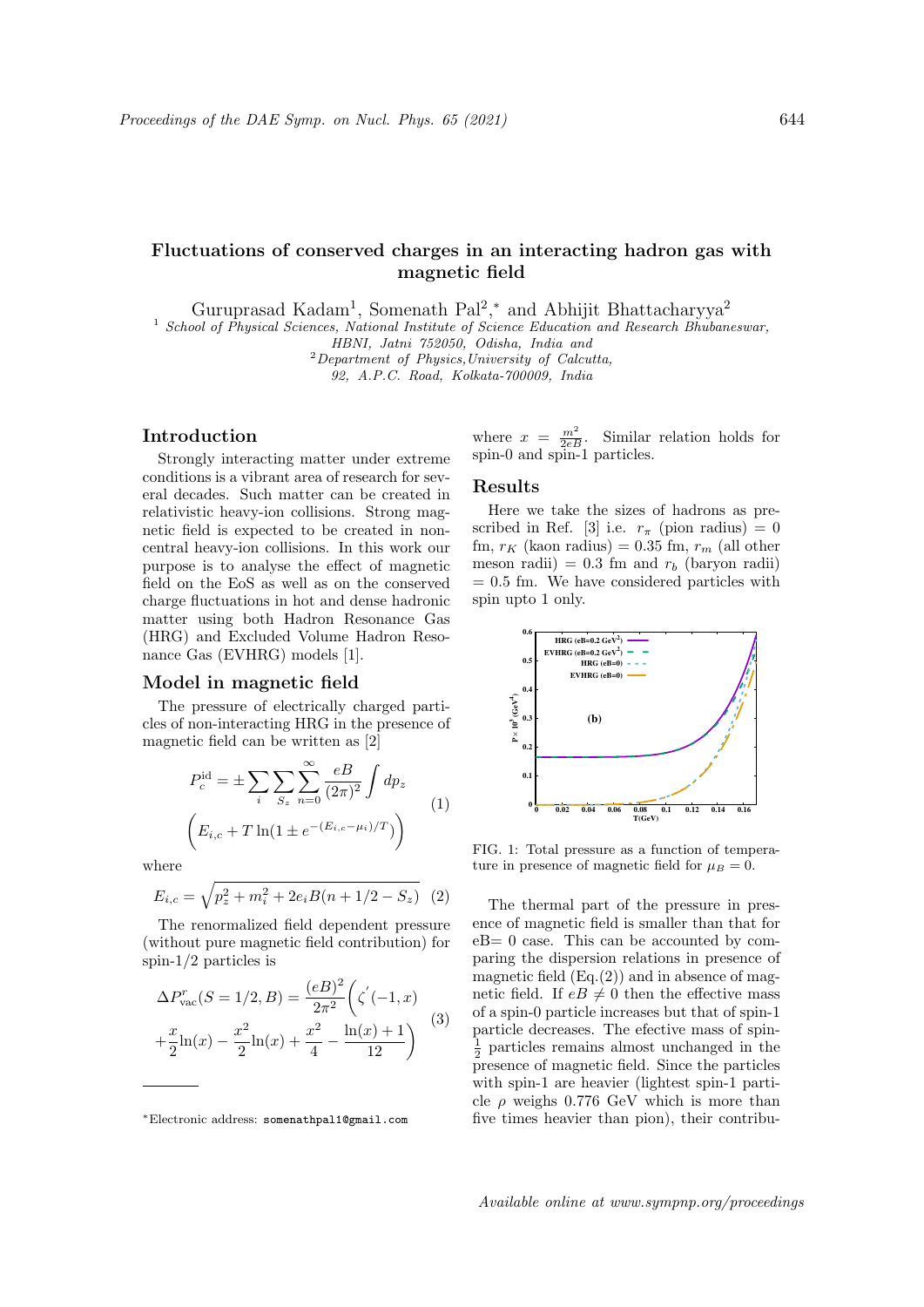# Fluctuations of conserved charges in an interacting hadron gas with magnetic field

Guruprasad Kadam[1], Somenath Pal[2,*] and Abhijit Bhattacharyya[2]

[1] *School of Physical Sciences, National Institute of Science Education and Research Bhubaneswar, HBNI, Jatni 752050, Odisha, India and*
[2] *Department of Physics, University of Calcutta, 92, A.P.C. Road, Kolkata-700009, India*

## Introduction

Strongly interacting matter under extreme conditions is a vibrant area of research for several decades. Such matter can be created in relativistic heavy-ion collisions. Strong magnetic field is expected to be created in non-central heavy-ion collisions. In this work our purpose is to analyse the effect of magnetic field on the EoS as well as on the conserved charge fluctuations in hot and dense hadronic matter using both Hadron Resonance Gas (HRG) and Excluded Volume Hadron Resonance Gas (EVHRG) models [1].

## Model in magnetic field

The pressure of electrically charged particles of non-interacting HRG in the presence of magnetic field can be written as [2]

$$P_c^{\text{id}} = \pm \sum_i \sum_{S_z} \sum_{n=0}^{\infty} \frac{eB}{(2\pi)^2} \int dp_z \left( E_{i,c} + T \ln(1 \pm e^{-(E_{i,c}-\mu_i)/T}) \right) \quad (1)$$

where

$$E_{i,c} = \sqrt{p_z^2 + m_i^2 + 2e_i B(n + 1/2 - S_z)} \quad (2)$$

The renormalized field dependent pressure (without pure magnetic field contribution) for spin-1/2 particles is

$$\Delta P_{\text{vac}}^r(S = 1/2, B) = \frac{(eB)^2}{2\pi^2}\left(\zeta'(-1, x) + \frac{x}{2}\ln(x) - \frac{x^2}{2}\ln(x) + \frac{x^2}{4} - \frac{\ln(x) + 1}{12}\right) \quad (3)$$

where $x = \frac{m^2}{2eB}$. Similar relation holds for spin-0 and spin-1 particles.

## Results

Here we take the sizes of hadrons as prescribed in Ref. [3] i.e. $r_\pi$ (pion radius) = 0 fm, $r_K$ (kaon radius) = 0.35 fm, $r_m$ (all other meson radii) = 0.3 fm and $r_b$ (baryon radii) = 0.5 fm. We have considered particles with spin upto 1 only.

FIG. 1: Total pressure as a function of temperature in presence of magnetic field for $\mu_B = 0$.

The thermal part of the pressure in presence of magnetic field is smaller than that for eB= 0 case. This can be accounted by comparing the dispersion relations in presence of magnetic field (Eq.(2)) and in absence of magnetic field. If $eB \neq 0$ then the effective mass of a spin-0 particle increases but that of spin-1 particle decreases. The efective mass of spin-$\frac{1}{2}$ particles remains almost unchanged in the presence of magnetic field. Since the particles with spin-1 are heavier (lightest spin-1 particle $\rho$ weighs 0.776 GeV which is more than five times heavier than pion), their contribu-

---

*Electronic address: somenathpal1@gmail.com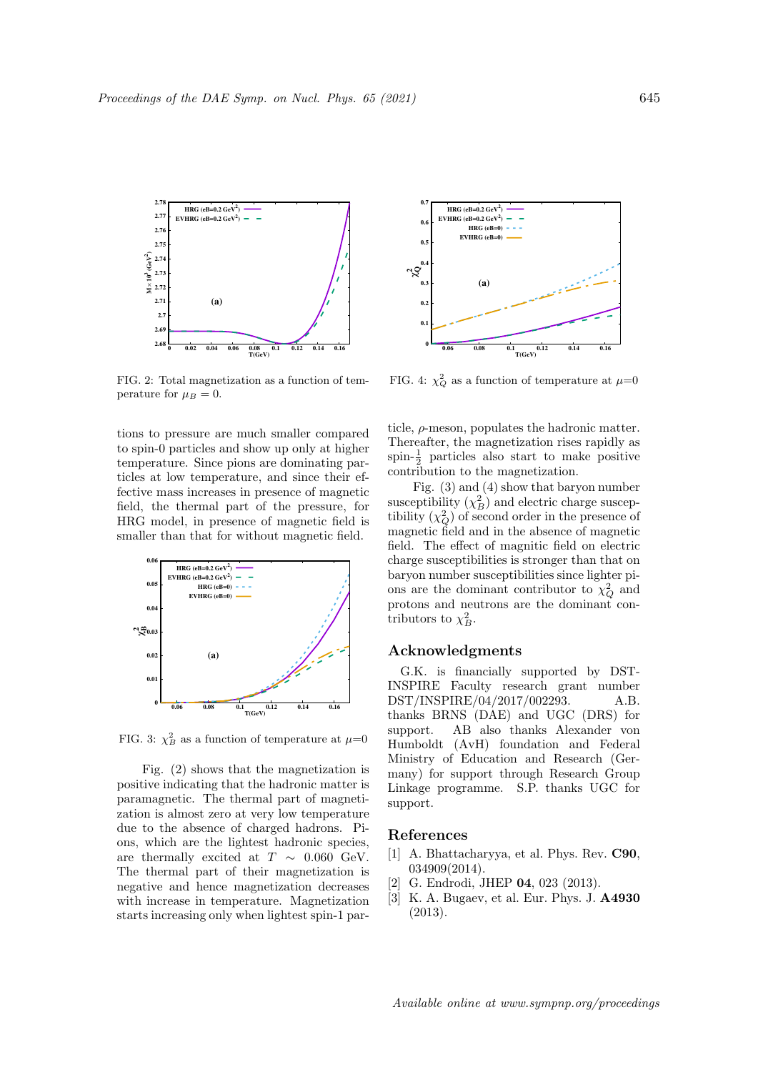HRG (eB=0.2 GeV$^2$)
EVHRG (eB=0.2 GeV$^2$)
M× 10$^3$ (GeV$^2$)
2.68
2.69
2.7
2.71
2.72
2.73
2.74
2.75
2.76
2.77
2.78
0
0.02
0.04
0.06
0.08
0.1
0.12
0.14
0.16
T(GeV)
(a)

FIG. 2: Total magnetization as a function of temperature for $\mu_B = 0$.

tions to pressure are much smaller compared to spin-0 particles and show up only at higher temperature. Since pions are dominating particles at low temperature, and since their effective mass increases in presence of magnetic field, the thermal part of the pressure, for HRG model, in presence of magnetic field is smaller than that for without magnetic field.

HRG (eB=0.2 GeV$^2$)
EVHRG (eB=0.2 GeV$^2$)
HRG (eB=0)
EVHRG (eB=0)
$\chi^2_B$
0
0.01
0.02
0.03
0.04
0.05
0.06
0.06
0.08
0.1
0.12
0.14
0.16
T(GeV)
(a)

FIG. 3: $\chi^2_B$ as a function of temperature at $\mu$=0

Fig. (2) shows that the magnetization is positive indicating that the hadronic matter is paramagnetic. The thermal part of magnetization is almost zero at very low temperature due to the absence of charged hadrons. Pions, which are the lightest hadronic species, are thermally excited at $T \sim 0.060$ GeV. The thermal part of their magnetization is negative and hence magnetization decreases with increase in temperature. Magnetization starts increasing only when lightest spin-1 particle, $\rho$-meson, populates the hadronic matter. Thereafter, the magnetization rises rapidly as spin-$\frac{1}{2}$ particles also start to make positive contribution to the magnetization.

HRG (eB=0.2 GeV$^2$)
EVHRG (eB=0.2 GeV$^2$)
HRG (eB=0)
EVHRG (eB=0)
$\chi^2_Q$
0
0.1
0.2
0.3
0.4
0.5
0.6
0.7
0.06
0.08
0.1
0.12
0.14
0.16
T(GeV)
(a)

FIG. 4: $\chi^2_Q$ as a function of temperature at $\mu$=0

Fig. (3) and (4) show that baryon number susceptibility ($\chi^2_B$) and electric charge susceptibility ($\chi^2_Q$) of second order in the presence of magnetic field and in the absence of magnetic field. The effect of magnitic field on electric charge susceptibilities is stronger than that on baryon number susceptibilities since lighter pions are the dominant contributor to $\chi^2_Q$ and protons and neutrons are the dominant contributors to $\chi^2_B$.

## Acknowledgments

G.K. is financially supported by DST-INSPIRE Faculty research grant number DST/INSPIRE/04/2017/002293. A.B. thanks BRNS (DAE) and UGC (DRS) for support. AB also thanks Alexander von Humboldt (AvH) foundation and Federal Ministry of Education and Research (Germany) for support through Research Group Linkage programme. S.P. thanks UGC for support.

## References

[1] A. Bhattacharyya, et al. Phys. Rev. **C90**, 034909(2014).

[2] G. Endrodi, JHEP **04**, 023 (2013).

[3] K. A. Bugaev, et al. Eur. Phys. J. **A4930** (2013).